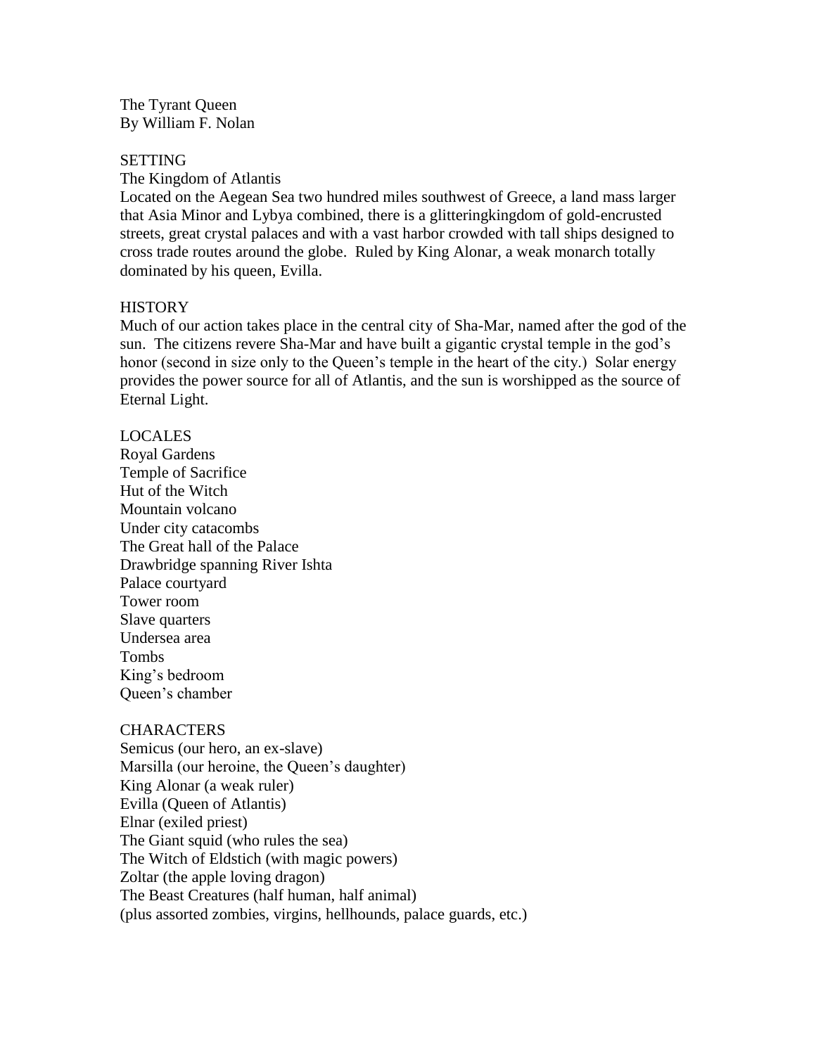The Tyrant Queen
By William F. Nolan

## SETTING

The Kingdom of Atlantis

Located on the Aegean Sea two hundred miles southwest of Greece, a land mass larger that Asia Minor and Lybya combined, there is a glitteringkingdom of gold-encrusted streets, great crystal palaces and with a vast harbor crowded with tall ships designed to cross trade routes around the globe. Ruled by King Alonar, a weak monarch totally dominated by his queen, Evilla.

## HISTORY

Much of our action takes place in the central city of Sha-Mar, named after the god of the sun. The citizens revere Sha-Mar and have built a gigantic crystal temple in the god's honor (second in size only to the Queen's temple in the heart of the city.) Solar energy provides the power source for all of Atlantis, and the sun is worshipped as the source of Eternal Light.

## LOCALES

Royal Gardens
Temple of Sacrifice
Hut of the Witch
Mountain volcano
Under city catacombs
The Great hall of the Palace
Drawbridge spanning River Ishta
Palace courtyard
Tower room
Slave quarters
Undersea area
Tombs
King's bedroom
Queen's chamber

## CHARACTERS

Semicus (our hero, an ex-slave)
Marsilla (our heroine, the Queen's daughter)
King Alonar (a weak ruler)
Evilla (Queen of Atlantis)
Elnar (exiled priest)
The Giant squid (who rules the sea)
The Witch of Eldstich (with magic powers)
Zoltar (the apple loving dragon)
The Beast Creatures (half human, half animal)
(plus assorted zombies, virgins, hellhounds, palace guards, etc.)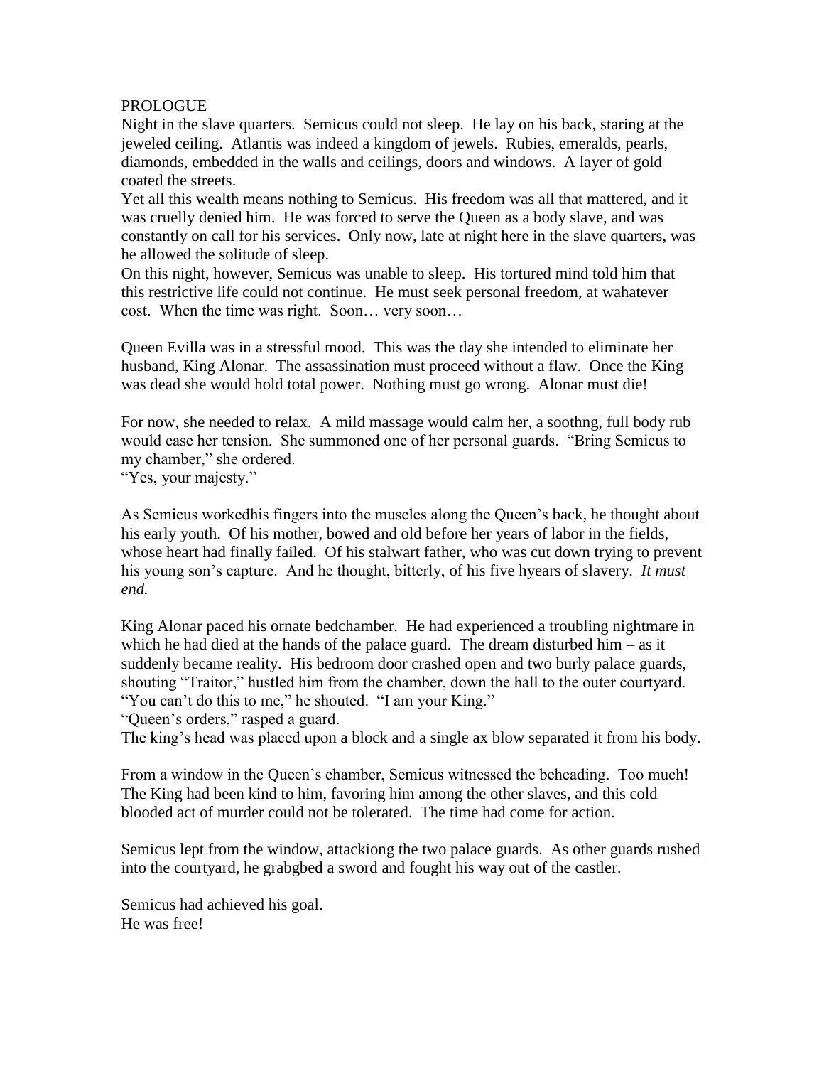PROLOGUE

Night in the slave quarters. Semicus could not sleep. He lay on his back, staring at the jeweled ceiling. Atlantis was indeed a kingdom of jewels. Rubies, emeralds, pearls, diamonds, embedded in the walls and ceilings, doors and windows. A layer of gold coated the streets.

Yet all this wealth means nothing to Semicus. His freedom was all that mattered, and it was cruelly denied him. He was forced to serve the Queen as a body slave, and was constantly on call for his services. Only now, late at night here in the slave quarters, was he allowed the solitude of sleep.

On this night, however, Semicus was unable to sleep. His tortured mind told him that this restrictive life could not continue. He must seek personal freedom, at wahatever cost. When the time was right. Soon… very soon…

Queen Evilla was in a stressful mood. This was the day she intended to eliminate her husband, King Alonar. The assassination must proceed without a flaw. Once the King was dead she would hold total power. Nothing must go wrong. Alonar must die!

For now, she needed to relax. A mild massage would calm her, a soothng, full body rub would ease her tension. She summoned one of her personal guards. "Bring Semicus to my chamber," she ordered.

"Yes, your majesty."

As Semicus workedhis fingers into the muscles along the Queen's back, he thought about his early youth. Of his mother, bowed and old before her years of labor in the fields, whose heart had finally failed. Of his stalwart father, who was cut down trying to prevent his young son's capture. And he thought, bitterly, of his five hyears of slavery. *It must end.*

King Alonar paced his ornate bedchamber. He had experienced a troubling nightmare in which he had died at the hands of the palace guard. The dream disturbed him – as it suddenly became reality. His bedroom door crashed open and two burly palace guards, shouting "Traitor," hustled him from the chamber, down the hall to the outer courtyard.

"You can't do this to me," he shouted. "I am your King."

"Queen's orders," rasped a guard.

The king's head was placed upon a block and a single ax blow separated it from his body.

From a window in the Queen's chamber, Semicus witnessed the beheading. Too much! The King had been kind to him, favoring him among the other slaves, and this cold blooded act of murder could not be tolerated. The time had come for action.

Semicus lept from the window, attackiong the two palace guards. As other guards rushed into the courtyard, he grabgbed a sword and fought his way out of the castler.

Semicus had achieved his goal.

He was free!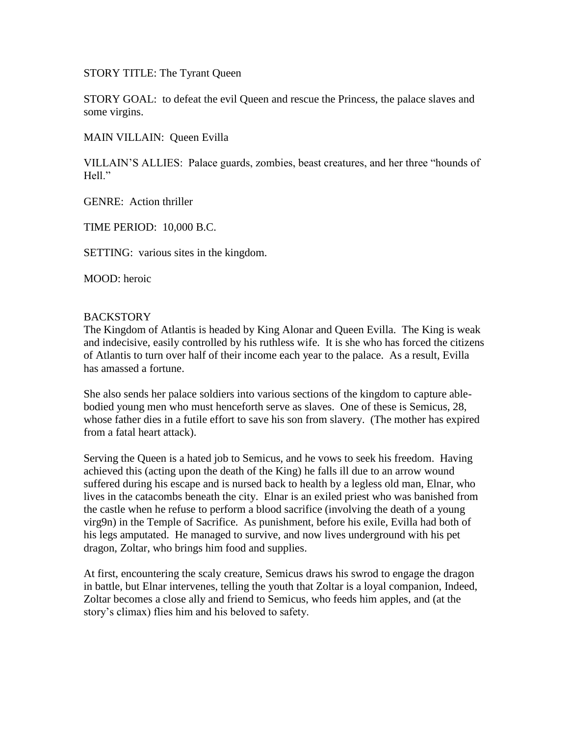STORY TITLE: The Tyrant Queen

STORY GOAL: to defeat the evil Queen and rescue the Princess, the palace slaves and some virgins.

MAIN VILLAIN: Queen Evilla

VILLAIN'S ALLIES: Palace guards, zombies, beast creatures, and her three "hounds of Hell."

GENRE: Action thriller

TIME PERIOD: 10,000 B.C.

SETTING: various sites in the kingdom.

MOOD: heroic

BACKSTORY

The Kingdom of Atlantis is headed by King Alonar and Queen Evilla. The King is weak and indecisive, easily controlled by his ruthless wife. It is she who has forced the citizens of Atlantis to turn over half of their income each year to the palace. As a result, Evilla has amassed a fortune.

She also sends her palace soldiers into various sections of the kingdom to capture able-bodied young men who must henceforth serve as slaves. One of these is Semicus, 28, whose father dies in a futile effort to save his son from slavery. (The mother has expired from a fatal heart attack).

Serving the Queen is a hated job to Semicus, and he vows to seek his freedom. Having achieved this (acting upon the death of the King) he falls ill due to an arrow wound suffered during his escape and is nursed back to health by a legless old man, Elnar, who lives in the catacombs beneath the city. Elnar is an exiled priest who was banished from the castle when he refuse to perform a blood sacrifice (involving the death of a young virg9n) in the Temple of Sacrifice. As punishment, before his exile, Evilla had both of his legs amputated. He managed to survive, and now lives underground with his pet dragon, Zoltar, who brings him food and supplies.

At first, encountering the scaly creature, Semicus draws his swrod to engage the dragon in battle, but Elnar intervenes, telling the youth that Zoltar is a loyal companion, Indeed, Zoltar becomes a close ally and friend to Semicus, who feeds him apples, and (at the story's climax) flies him and his beloved to safety.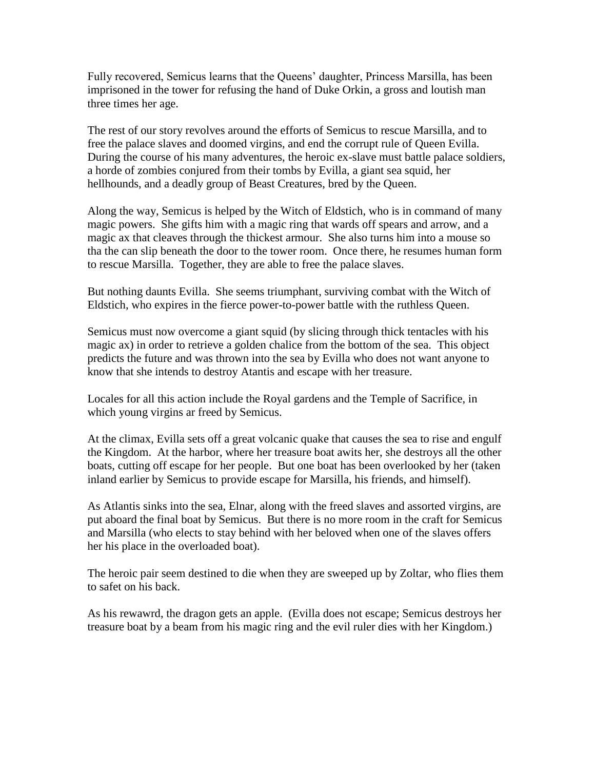Fully recovered, Semicus learns that the Queens' daughter, Princess Marsilla, has been imprisoned in the tower for refusing the hand of Duke Orkin, a gross and loutish man three times her age.

The rest of our story revolves around the efforts of Semicus to rescue Marsilla, and to free the palace slaves and doomed virgins, and end the corrupt rule of Queen Evilla. During the course of his many adventures, the heroic ex-slave must battle palace soldiers, a horde of zombies conjured from their tombs by Evilla, a giant sea squid, her hellhounds, and a deadly group of Beast Creatures, bred by the Queen.

Along the way, Semicus is helped by the Witch of Eldstich, who is in command of many magic powers. She gifts him with a magic ring that wards off spears and arrow, and a magic ax that cleaves through the thickest armour. She also turns him into a mouse so tha the can slip beneath the door to the tower room. Once there, he resumes human form to rescue Marsilla. Together, they are able to free the palace slaves.

But nothing daunts Evilla. She seems triumphant, surviving combat with the Witch of Eldstich, who expires in the fierce power-to-power battle with the ruthless Queen.

Semicus must now overcome a giant squid (by slicing through thick tentacles with his magic ax) in order to retrieve a golden chalice from the bottom of the sea. This object predicts the future and was thrown into the sea by Evilla who does not want anyone to know that she intends to destroy Atantis and escape with her treasure.

Locales for all this action include the Royal gardens and the Temple of Sacrifice, in which young virgins ar freed by Semicus.

At the climax, Evilla sets off a great volcanic quake that causes the sea to rise and engulf the Kingdom. At the harbor, where her treasure boat awits her, she destroys all the other boats, cutting off escape for her people. But one boat has been overlooked by her (taken inland earlier by Semicus to provide escape for Marsilla, his friends, and himself).

As Atlantis sinks into the sea, Elnar, along with the freed slaves and assorted virgins, are put aboard the final boat by Semicus. But there is no more room in the craft for Semicus and Marsilla (who elects to stay behind with her beloved when one of the slaves offers her his place in the overloaded boat).

The heroic pair seem destined to die when they are sweeped up by Zoltar, who flies them to safet on his back.

As his rewawrd, the dragon gets an apple. (Evilla does not escape; Semicus destroys her treasure boat by a beam from his magic ring and the evil ruler dies with her Kingdom.)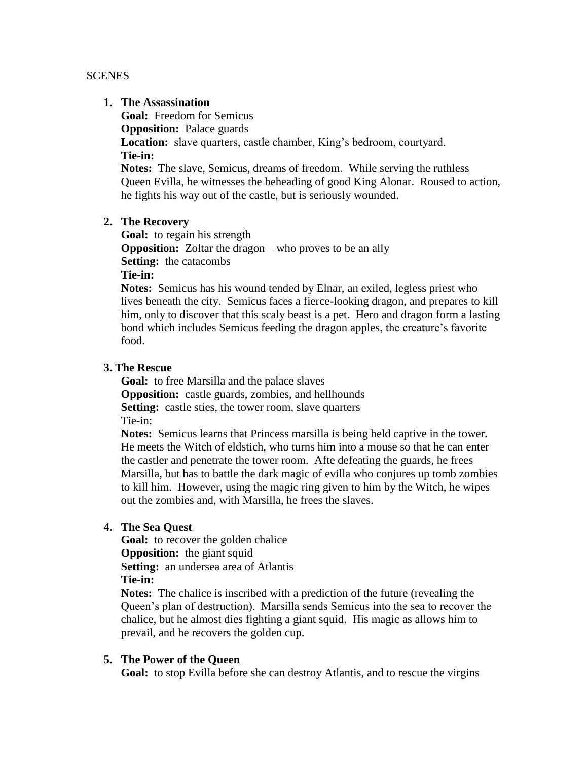SCENES

1. **The Assassination**
   **Goal:** Freedom for Semicus
   **Opposition:** Palace guards
   **Location:** slave quarters, castle chamber, King's bedroom, courtyard.
   **Tie-in:**
   **Notes:** The slave, Semicus, dreams of freedom. While serving the ruthless Queen Evilla, he witnesses the beheading of good King Alonar. Roused to action, he fights his way out of the castle, but is seriously wounded.

2. **The Recovery**
   **Goal:** to regain his strength
   **Opposition:** Zoltar the dragon – who proves to be an ally
   **Setting:** the catacombs
   **Tie-in:**
   **Notes:** Semicus has his wound tended by Elnar, an exiled, legless priest who lives beneath the city. Semicus faces a fierce-looking dragon, and prepares to kill him, only to discover that this scaly beast is a pet. Hero and dragon form a lasting bond which includes Semicus feeding the dragon apples, the creature's favorite food.

3. **The Rescue**
   **Goal:** to free Marsilla and the palace slaves
   **Opposition:** castle guards, zombies, and hellhounds
   **Setting:** castle sties, the tower room, slave quarters
   Tie-in:
   **Notes:** Semicus learns that Princess marsilla is being held captive in the tower. He meets the Witch of eldstich, who turns him into a mouse so that he can enter the castler and penetrate the tower room. Afte defeating the guards, he frees Marsilla, but has to battle the dark magic of evilla who conjures up tomb zombies to kill him. However, using the magic ring given to him by the Witch, he wipes out the zombies and, with Marsilla, he frees the slaves.

4. **The Sea Quest**
   **Goal:** to recover the golden chalice
   **Opposition:** the giant squid
   **Setting:** an undersea area of Atlantis
   **Tie-in:**
   **Notes:** The chalice is inscribed with a prediction of the future (revealing the Queen's plan of destruction). Marsilla sends Semicus into the sea to recover the chalice, but he almost dies fighting a giant squid. His magic as allows him to prevail, and he recovers the golden cup.

5. **The Power of the Queen**
   **Goal:** to stop Evilla before she can destroy Atlantis, and to rescue the virgins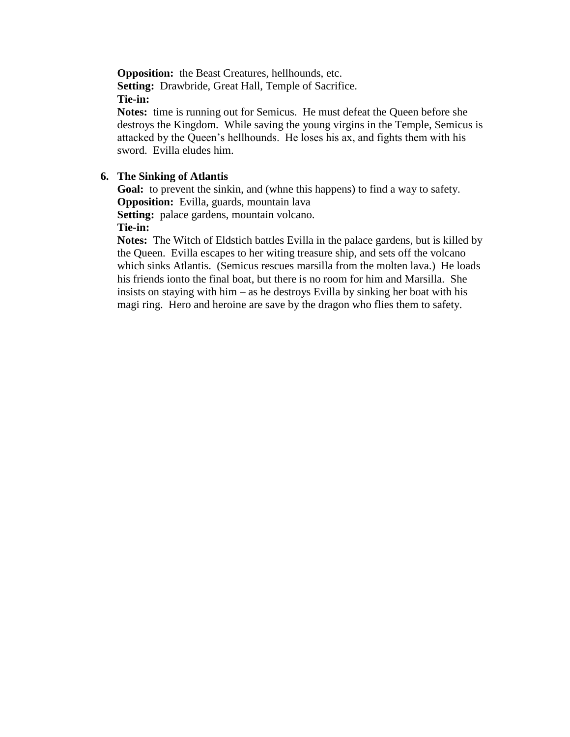**Opposition:** the Beast Creatures, hellhounds, etc.
**Setting:** Drawbride, Great Hall, Temple of Sacrifice.
**Tie-in:**
**Notes:** time is running out for Semicus. He must defeat the Queen before she destroys the Kingdom. While saving the young virgins in the Temple, Semicus is attacked by the Queen's hellhounds. He loses his ax, and fights them with his sword. Evilla eludes him.

6. **The Sinking of Atlantis**
   **Goal:** to prevent the sinkin, and (whne this happens) to find a way to safety.
   **Opposition:** Evilla, guards, mountain lava
   **Setting:** palace gardens, mountain volcano.
   **Tie-in:**
   **Notes:** The Witch of Eldstich battles Evilla in the palace gardens, but is killed by the Queen. Evilla escapes to her witing treasure ship, and sets off the volcano which sinks Atlantis. (Semicus rescues marsilla from the molten lava.) He loads his friends ionto the final boat, but there is no room for him and Marsilla. She insists on staying with him – as he destroys Evilla by sinking her boat with his magi ring. Hero and heroine are save by the dragon who flies them to safety.